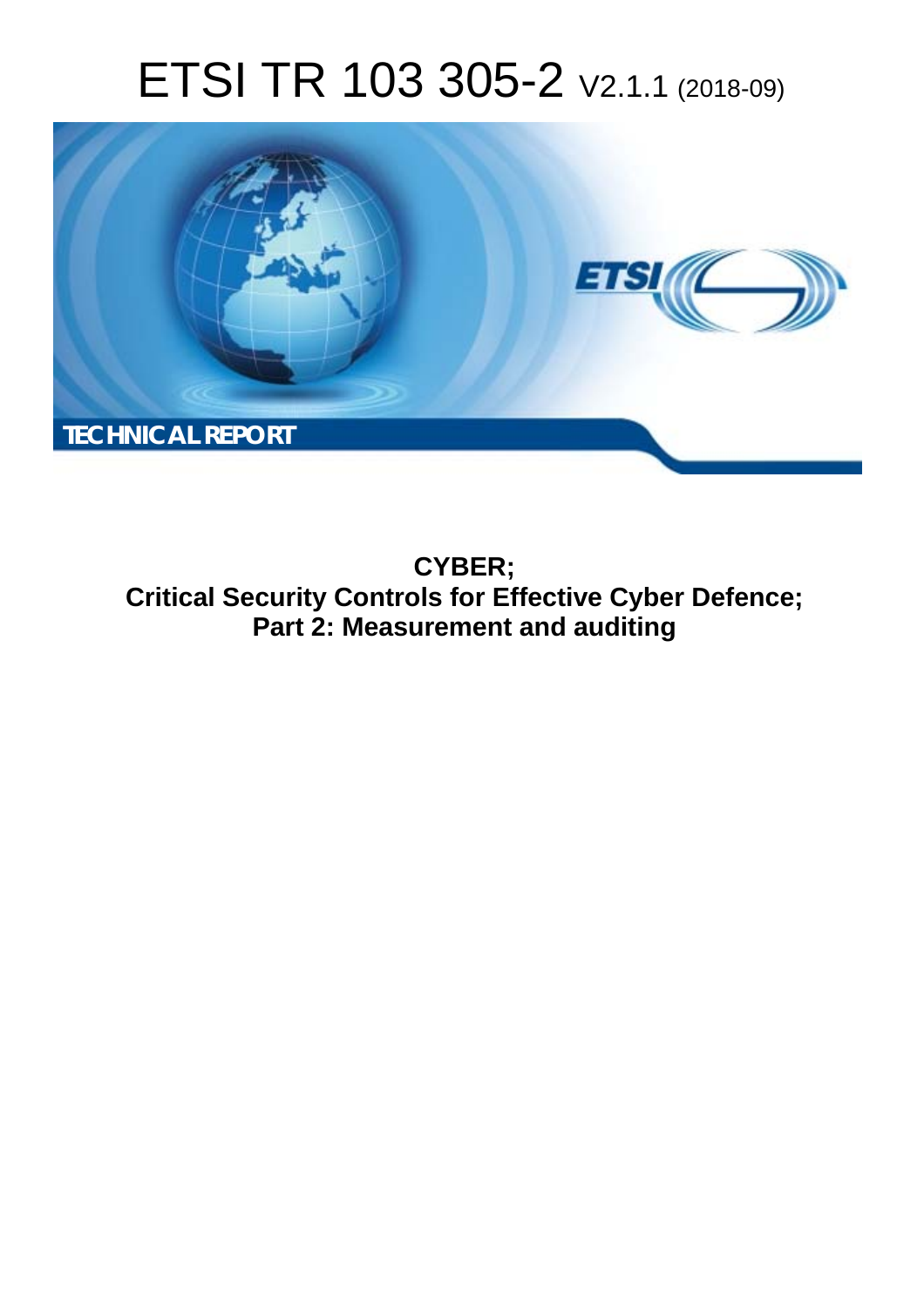# ETSI TR 103 305-2 V2.1.1 (2018-09)

TECHNICAL REPORT

**CYBER;**
**Critical Security Controls for Effective Cyber Defence;**
**Part 2: Measurement and auditing**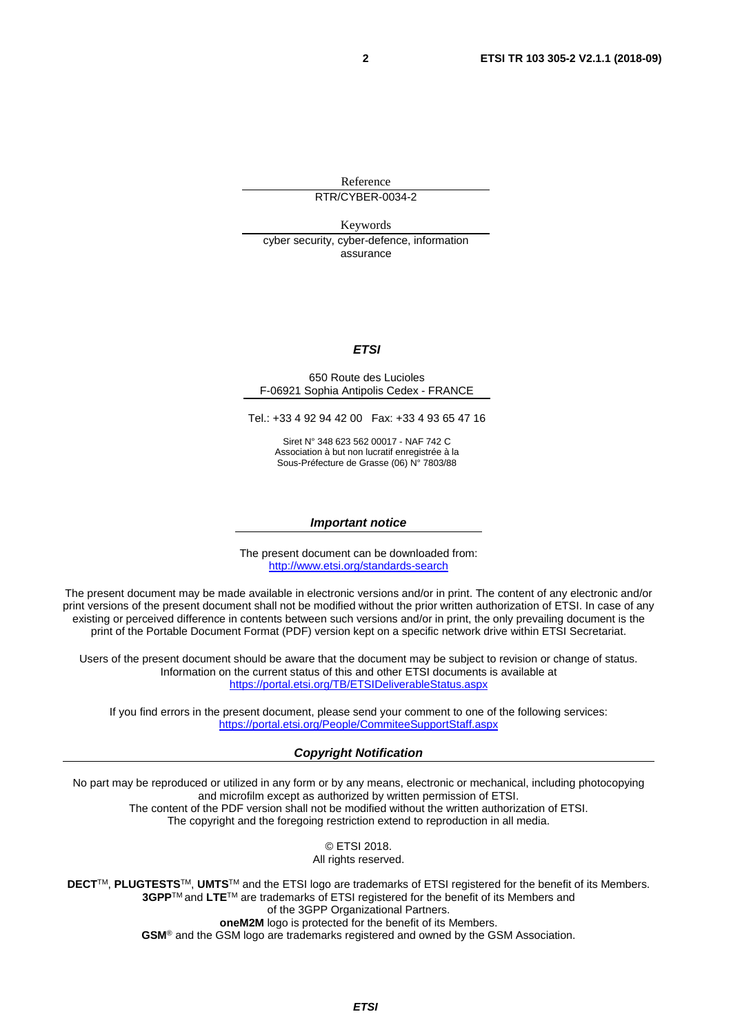Reference

RTR/CYBER-0034-2

Keywords

cyber security, cyber-defence, information assurance

***ETSI***

650 Route des Lucioles
F-06921 Sophia Antipolis Cedex - FRANCE

Tel.: +33 4 92 94 42 00 Fax: +33 4 93 65 47 16

Siret N° 348 623 562 00017 - NAF 742 C
Association à but non lucratif enregistrée à la
Sous-Préfecture de Grasse (06) N° 7803/88

***Important notice***

The present document can be downloaded from:
http://www.etsi.org/standards-search

The present document may be made available in electronic versions and/or in print. The content of any electronic and/or print versions of the present document shall not be modified without the prior written authorization of ETSI. In case of any existing or perceived difference in contents between such versions and/or in print, the only prevailing document is the print of the Portable Document Format (PDF) version kept on a specific network drive within ETSI Secretariat.

Users of the present document should be aware that the document may be subject to revision or change of status. Information on the current status of this and other ETSI documents is available at
https://portal.etsi.org/TB/ETSIDeliverableStatus.aspx

If you find errors in the present document, please send your comment to one of the following services:
https://portal.etsi.org/People/CommiteeSupportStaff.aspx

***Copyright Notification***

No part may be reproduced or utilized in any form or by any means, electronic or mechanical, including photocopying and microfilm except as authorized by written permission of ETSI.
The content of the PDF version shall not be modified without the written authorization of ETSI.
The copyright and the foregoing restriction extend to reproduction in all media.

© ETSI 2018.
All rights reserved.

**DECT**™, **PLUGTESTS**™, **UMTS**™ and the ETSI logo are trademarks of ETSI registered for the benefit of its Members.
**3GPP**™ and **LTE**™ are trademarks of ETSI registered for the benefit of its Members and of the 3GPP Organizational Partners.
**oneM2M** logo is protected for the benefit of its Members.
**GSM**® and the GSM logo are trademarks registered and owned by the GSM Association.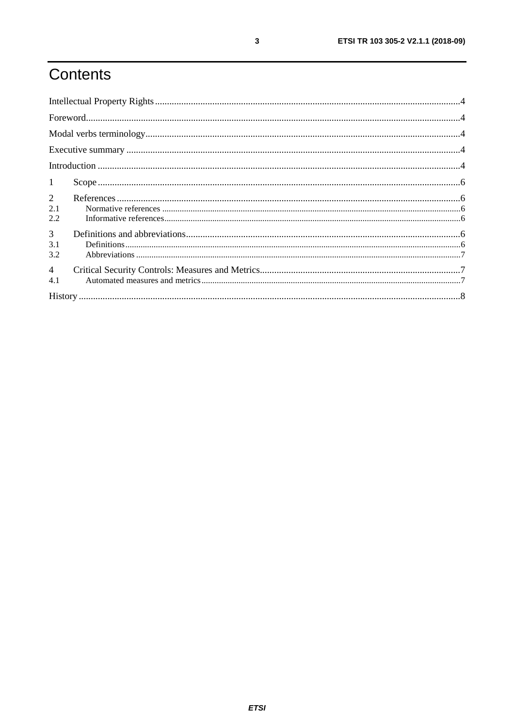# Contents

Intellectual Property Rights ..... 4

Foreword ..... 4

Modal verbs terminology ..... 4

Executive summary ..... 4

Introduction ..... 4

1 Scope ..... 6

2 References ..... 6

2.1 Normative references ..... 6

2.2 Informative references ..... 6

3 Definitions and abbreviations ..... 6

3.1 Definitions ..... 6

3.2 Abbreviations ..... 7

4 Critical Security Controls: Measures and Metrics ..... 7

4.1 Automated measures and metrics ..... 7

History ..... 8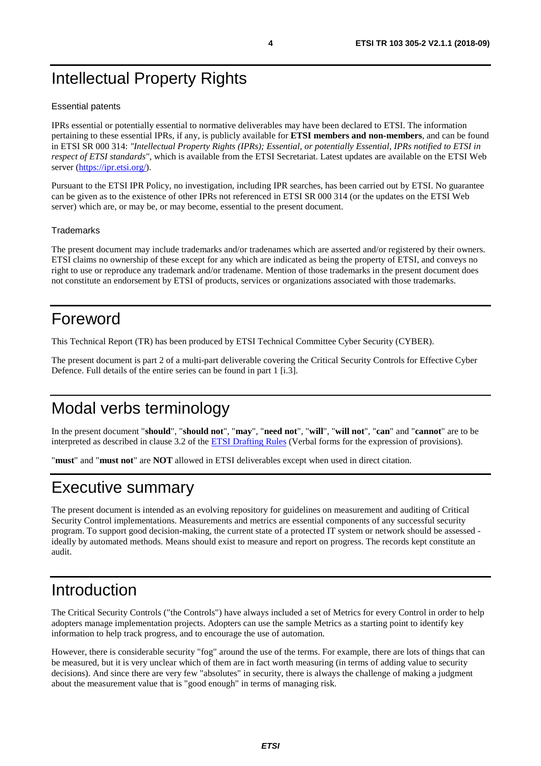# Intellectual Property Rights

## Essential patents

IPRs essential or potentially essential to normative deliverables may have been declared to ETSI. The information pertaining to these essential IPRs, if any, is publicly available for **ETSI members and non-members**, and can be found in ETSI SR 000 314: *"Intellectual Property Rights (IPRs); Essential, or potentially Essential, IPRs notified to ETSI in respect of ETSI standards"*, which is available from the ETSI Secretariat. Latest updates are available on the ETSI Web server (https://ipr.etsi.org/).

Pursuant to the ETSI IPR Policy, no investigation, including IPR searches, has been carried out by ETSI. No guarantee can be given as to the existence of other IPRs not referenced in ETSI SR 000 314 (or the updates on the ETSI Web server) which are, or may be, or may become, essential to the present document.

## Trademarks

The present document may include trademarks and/or tradenames which are asserted and/or registered by their owners. ETSI claims no ownership of these except for any which are indicated as being the property of ETSI, and conveys no right to use or reproduce any trademark and/or tradename. Mention of those trademarks in the present document does not constitute an endorsement by ETSI of products, services or organizations associated with those trademarks.

# Foreword

This Technical Report (TR) has been produced by ETSI Technical Committee Cyber Security (CYBER).

The present document is part 2 of a multi-part deliverable covering the Critical Security Controls for Effective Cyber Defence. Full details of the entire series can be found in part 1 [i.3].

# Modal verbs terminology

In the present document "**should**", "**should not**", "**may**", "**need not**", "**will**", "**will not**", "**can**" and "**cannot**" are to be interpreted as described in clause 3.2 of the ETSI Drafting Rules (Verbal forms for the expression of provisions).

"**must**" and "**must not**" are **NOT** allowed in ETSI deliverables except when used in direct citation.

# Executive summary

The present document is intended as an evolving repository for guidelines on measurement and auditing of Critical Security Control implementations. Measurements and metrics are essential components of any successful security program. To support good decision-making, the current state of a protected IT system or network should be assessed - ideally by automated methods. Means should exist to measure and report on progress. The records kept constitute an audit.

# Introduction

The Critical Security Controls ("the Controls") have always included a set of Metrics for every Control in order to help adopters manage implementation projects. Adopters can use the sample Metrics as a starting point to identify key information to help track progress, and to encourage the use of automation.

However, there is considerable security "fog" around the use of the terms. For example, there are lots of things that can be measured, but it is very unclear which of them are in fact worth measuring (in terms of adding value to security decisions). And since there are very few "absolutes" in security, there is always the challenge of making a judgment about the measurement value that is "good enough" in terms of managing risk.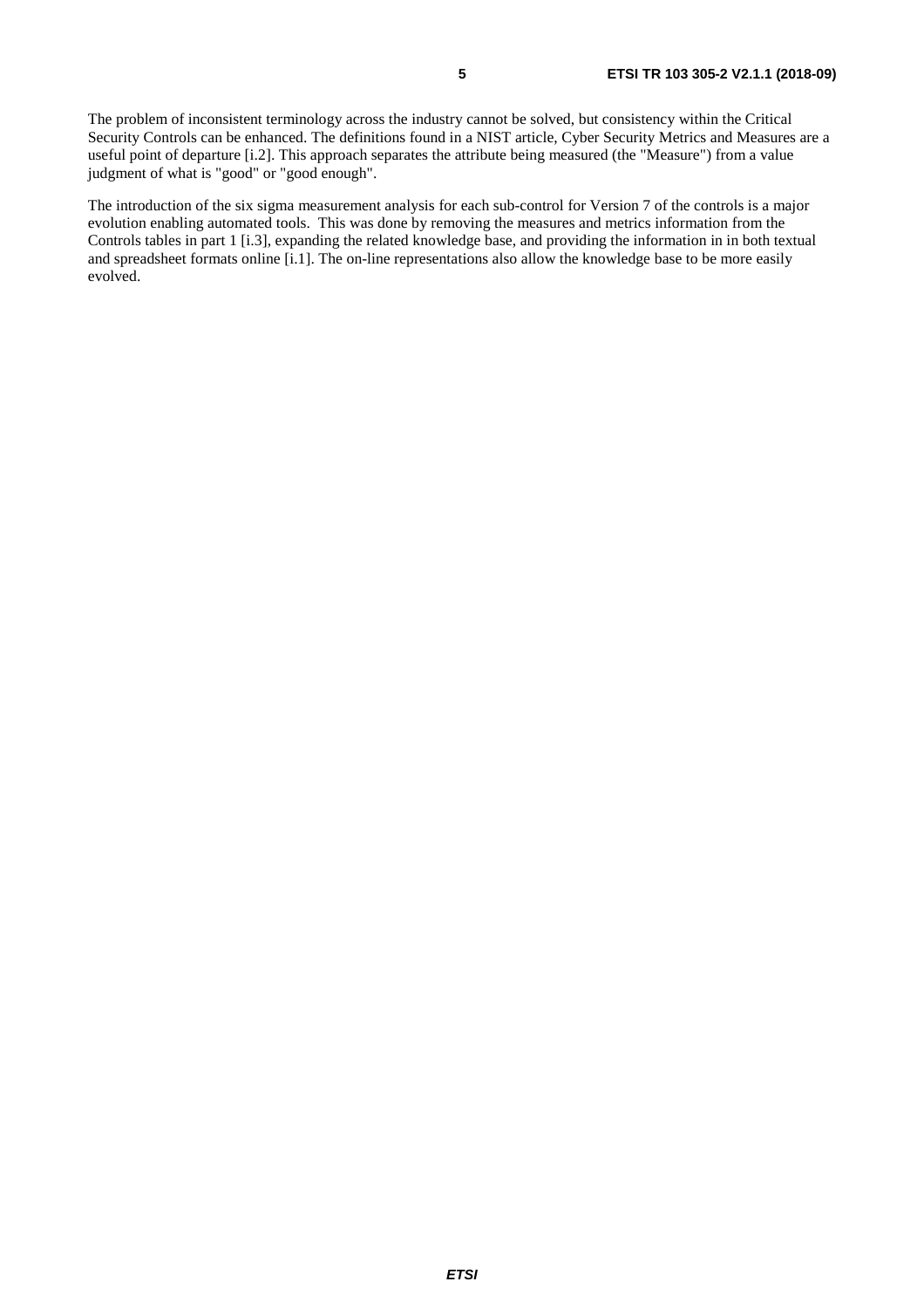The problem of inconsistent terminology across the industry cannot be solved, but consistency within the Critical Security Controls can be enhanced. The definitions found in a NIST article, Cyber Security Metrics and Measures are a useful point of departure [i.2]. This approach separates the attribute being measured (the "Measure") from a value judgment of what is "good" or "good enough".

The introduction of the six sigma measurement analysis for each sub-control for Version 7 of the controls is a major evolution enabling automated tools. This was done by removing the measures and metrics information from the Controls tables in part 1 [i.3], expanding the related knowledge base, and providing the information in in both textual and spreadsheet formats online [i.1]. The on-line representations also allow the knowledge base to be more easily evolved.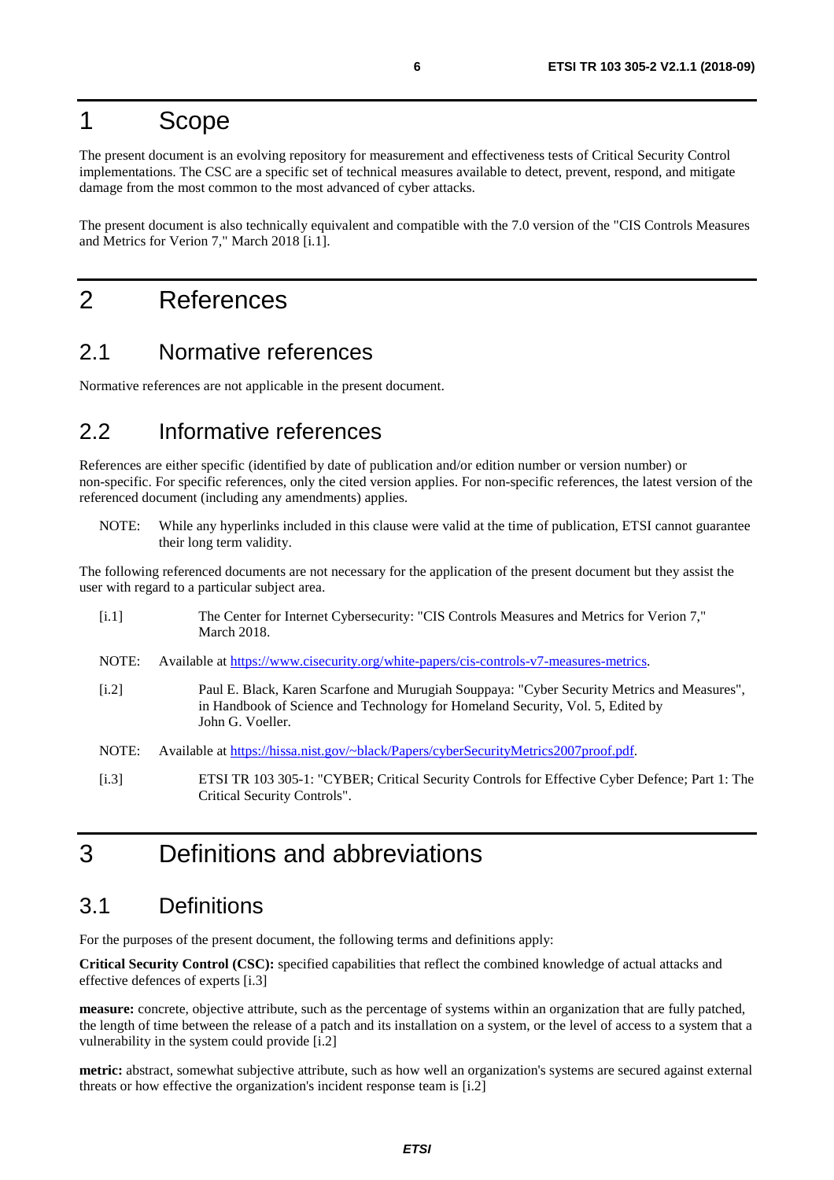# 1 Scope

The present document is an evolving repository for measurement and effectiveness tests of Critical Security Control implementations. The CSC are a specific set of technical measures available to detect, prevent, respond, and mitigate damage from the most common to the most advanced of cyber attacks.

The present document is also technically equivalent and compatible with the 7.0 version of the "CIS Controls Measures and Metrics for Verion 7," March 2018 [i.1].

# 2 References

## 2.1 Normative references

Normative references are not applicable in the present document.

## 2.2 Informative references

References are either specific (identified by date of publication and/or edition number or version number) or non-specific. For specific references, only the cited version applies. For non-specific references, the latest version of the referenced document (including any amendments) applies.

NOTE: While any hyperlinks included in this clause were valid at the time of publication, ETSI cannot guarantee their long term validity.

The following referenced documents are not necessary for the application of the present document but they assist the user with regard to a particular subject area.

[i.1] The Center for Internet Cybersecurity: "CIS Controls Measures and Metrics for Verion 7," March 2018.

NOTE: Available at https://www.cisecurity.org/white-papers/cis-controls-v7-measures-metrics.

[i.2] Paul E. Black, Karen Scarfone and Murugiah Souppaya: "Cyber Security Metrics and Measures", in Handbook of Science and Technology for Homeland Security, Vol. 5, Edited by John G. Voeller.

NOTE: Available at https://hissa.nist.gov/~black/Papers/cyberSecurityMetrics2007proof.pdf.

[i.3] ETSI TR 103 305-1: "CYBER; Critical Security Controls for Effective Cyber Defence; Part 1: The Critical Security Controls".

# 3 Definitions and abbreviations

## 3.1 Definitions

For the purposes of the present document, the following terms and definitions apply:

**Critical Security Control (CSC):** specified capabilities that reflect the combined knowledge of actual attacks and effective defences of experts [i.3]

**measure:** concrete, objective attribute, such as the percentage of systems within an organization that are fully patched, the length of time between the release of a patch and its installation on a system, or the level of access to a system that a vulnerability in the system could provide [i.2]

**metric:** abstract, somewhat subjective attribute, such as how well an organization's systems are secured against external threats or how effective the organization's incident response team is [i.2]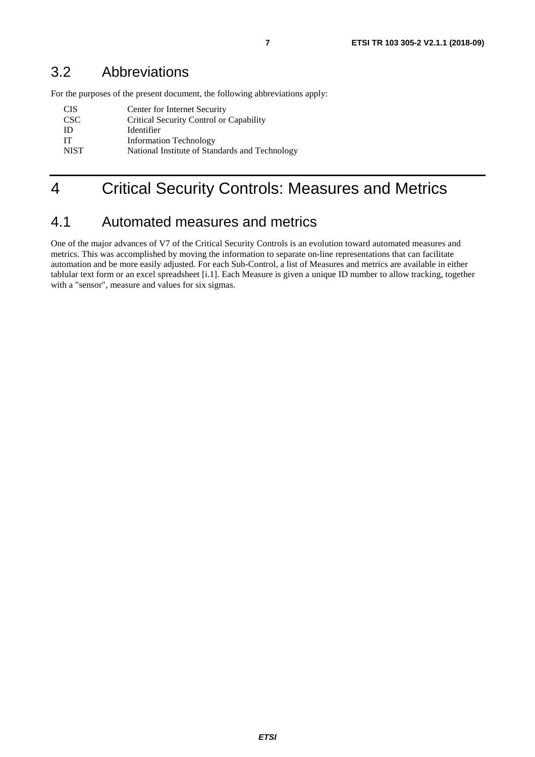## 3.2 Abbreviations

For the purposes of the present document, the following abbreviations apply:

| | |
|---|---|
| CIS | Center for Internet Security |
| CSC | Critical Security Control or Capability |
| ID | Identifier |
| IT | Information Technology |
| NIST | National Institute of Standards and Technology |

# 4 Critical Security Controls: Measures and Metrics

## 4.1 Automated measures and metrics

One of the major advances of V7 of the Critical Security Controls is an evolution toward automated measures and metrics. This was accomplished by moving the information to separate on-line representations that can facilitate automation and be more easily adjusted. For each Sub-Control, a list of Measures and metrics are available in either tablular text form or an excel spreadsheet [i.1]. Each Measure is given a unique ID number to allow tracking, together with a "sensor", measure and values for six sigmas.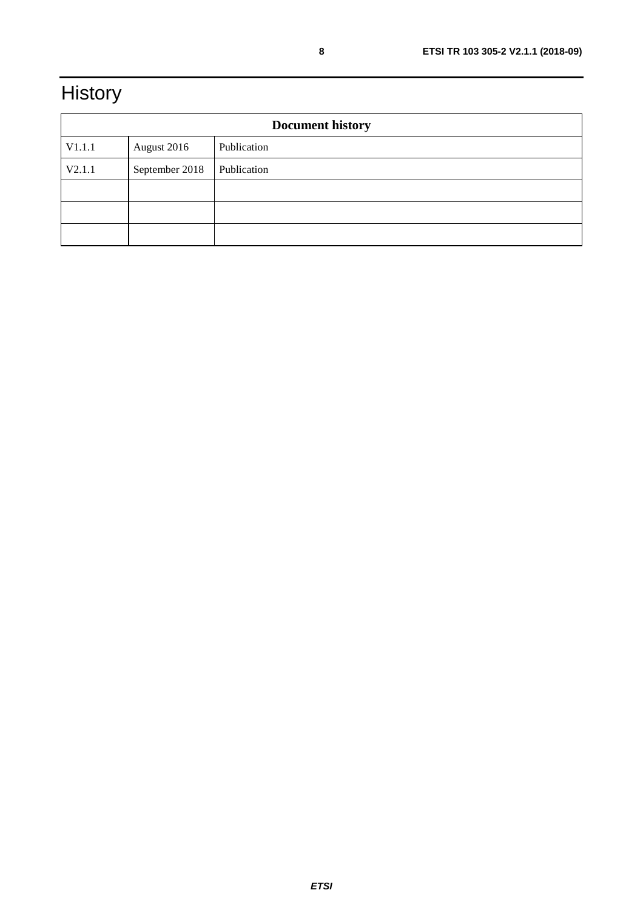# History

| Document history | | |
|---|---|---|
| V1.1.1 | August 2016 | Publication |
| V2.1.1 | September 2018 | Publication |
| | | |
| | | |
| | | |